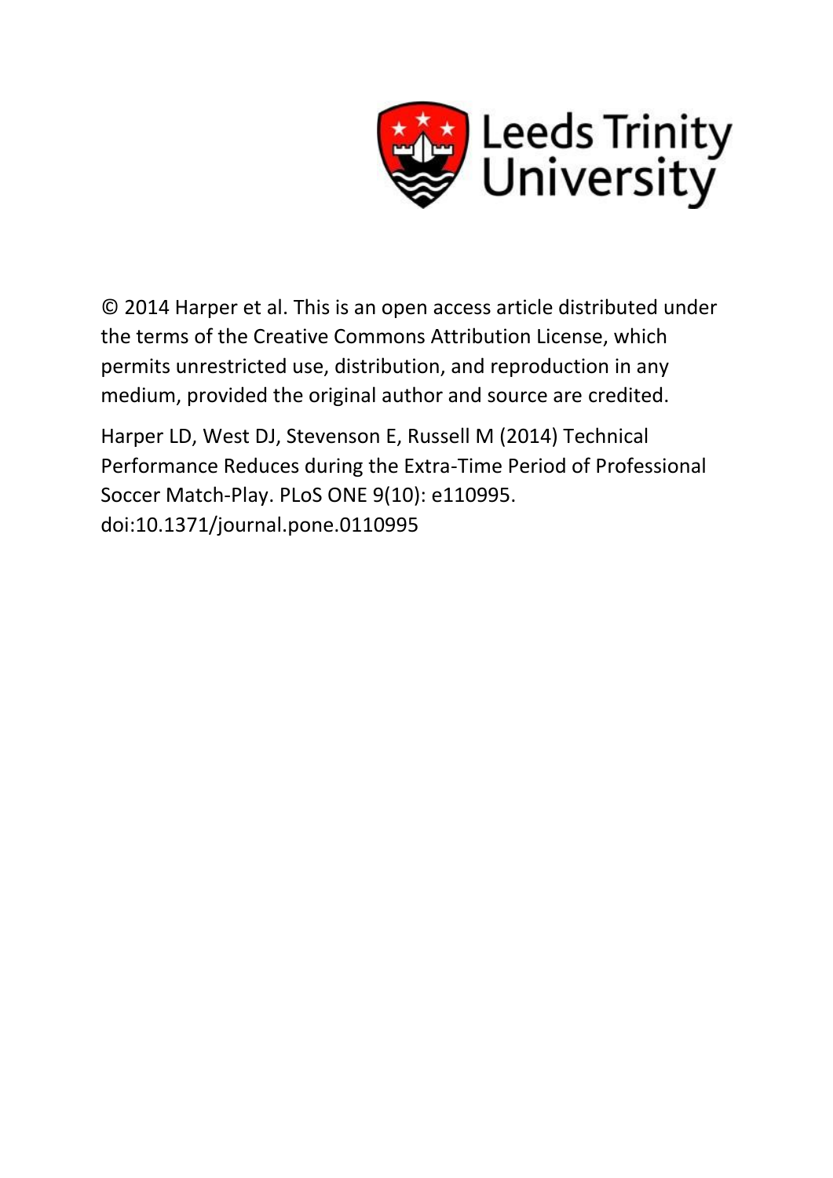Leeds Trinity University

© 2014 Harper et al. This is an open access article distributed under the terms of the Creative Commons Attribution License, which permits unrestricted use, distribution, and reproduction in any medium, provided the original author and source are credited.

Harper LD, West DJ, Stevenson E, Russell M (2014) Technical Performance Reduces during the Extra-Time Period of Professional Soccer Match-Play. PLoS ONE 9(10): e110995. doi:10.1371/journal.pone.0110995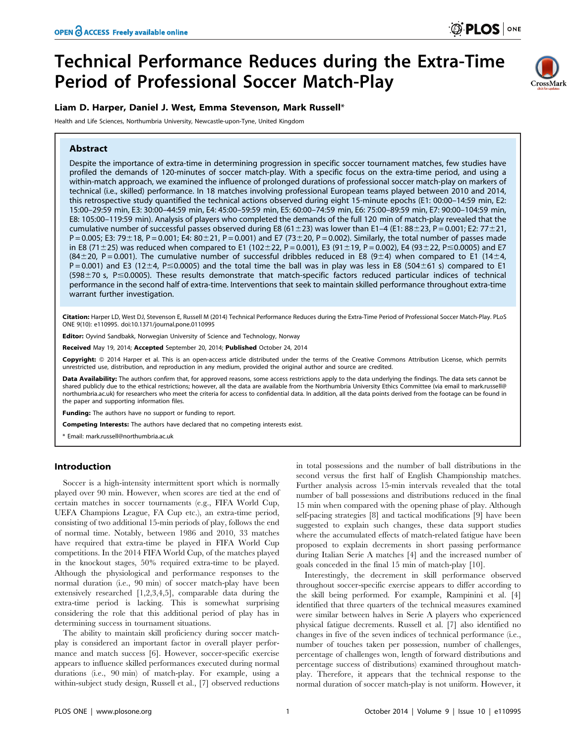# Technical Performance Reduces during the Extra-Time Period of Professional Soccer Match-Play

**Liam D. Harper, Daniel J. West, Emma Stevenson, Mark Russell***

Health and Life Sciences, Northumbria University, Newcastle-upon-Tyne, United Kingdom

## Abstract

Despite the importance of extra-time in determining progression in specific soccer tournament matches, few studies have profiled the demands of 120-minutes of soccer match-play. With a specific focus on the extra-time period, and using a within-match approach, we examined the influence of prolonged durations of professional soccer match-play on markers of technical (i.e., skilled) performance. In 18 matches involving professional European teams played between 2010 and 2014, this retrospective study quantified the technical actions observed during eight 15-minute epochs (E1: 00:00–14:59 min, E2: 15:00–29:59 min, E3: 30:00–44:59 min, E4: 45:00–59:59 min, E5: 60:00–74:59 min, E6: 75:00–89:59 min, E7: 90:00–104:59 min, E8: 105:00–119:59 min). Analysis of players who completed the demands of the full 120 min of match-play revealed that the cumulative number of successful passes observed during E8 (61±23) was lower than E1–4 (E1: 88±23, P = 0.001; E2: 77±21, P = 0.005; E3: 79±18, P = 0.001; E4: 80±21, P = 0.001) and E7 (73±20, P = 0.002). Similarly, the total number of passes made in E8 (71±25) was reduced when compared to E1 (102±22, P = 0.001), E3 (91±19, P = 0.002), E4 (93±22, P≤0.0005) and E7 (84±20, P = 0.001). The cumulative number of successful dribbles reduced in E8 (9±4) when compared to E1 (14±4, P = 0.001) and E3 (12±4, P≤0.0005) and the total time the ball was in play was less in E8 (504±61 s) compared to E1 (598±70 s, P≤0.0005). These results demonstrate that match-specific factors reduced particular indices of technical performance in the second half of extra-time. Interventions that seek to maintain skilled performance throughout extra-time warrant further investigation.

**Citation:** Harper LD, West DJ, Stevenson E, Russell M (2014) Technical Performance Reduces during the Extra-Time Period of Professional Soccer Match-Play. PLoS ONE 9(10): e110995. doi:10.1371/journal.pone.0110995

**Editor:** Oyvind Sandbakk, Norwegian University of Science and Technology, Norway

**Received** May 19, 2014; **Accepted** September 20, 2014; **Published** October 24, 2014

**Copyright:** © 2014 Harper et al. This is an open-access article distributed under the terms of the Creative Commons Attribution License, which permits unrestricted use, distribution, and reproduction in any medium, provided the original author and source are credited.

**Data Availability:** The authors confirm that, for approved reasons, some access restrictions apply to the data underlying the findings. The data sets cannot be shared publicly due to the ethical restrictions; however, all the data are available from the Northumbria University Ethics Committee (via email to mark.russell@northumbria.ac.uk) for researchers who meet the criteria for access to confidential data. In addition, all the data points derived from the footage can be found in the paper and supporting information files.

**Funding:** The authors have no support or funding to report.

**Competing Interests:** The authors have declared that no competing interests exist.

* Email: mark.russell@northumbria.ac.uk

## Introduction

Soccer is a high-intensity intermittent sport which is normally played over 90 min. However, when scores are tied at the end of certain matches in soccer tournaments (e.g., FIFA World Cup, UEFA Champions League, FA Cup etc.), an extra-time period, consisting of two additional 15-min periods of play, follows the end of normal time. Notably, between 1986 and 2010, 33 matches have required that extra-time be played in FIFA World Cup competitions. In the 2014 FIFA World Cup, of the matches played in the knockout stages, 50% required extra-time to be played. Although the physiological and performance responses to the normal duration (i.e., 90 min) of soccer match-play have been extensively researched [1,2,3,4,5], comparable data during the extra-time period is lacking. This is somewhat surprising considering the role that this additional period of play has in determining success in tournament situations.

The ability to maintain skill proficiency during soccer match-play is considered an important factor in overall player performance and match success [6]. However, soccer-specific exercise appears to influence skilled performances executed during normal durations (i.e., 90 min) of match-play. For example, using a within-subject study design, Russell et al., [7] observed reductions in total possessions and the number of ball distributions in the second versus the first half of English Championship matches. Further analysis across 15-min intervals revealed that the total number of ball possessions and distributions reduced in the final 15 min when compared with the opening phase of play. Although self-pacing strategies [8] and tactical modifications [9] have been suggested to explain such changes, these data support studies where the accumulated effects of match-related fatigue have been proposed to explain decrements in short passing performance during Italian Serie A matches [4] and the increased number of goals conceded in the final 15 min of match-play [10].

Interestingly, the decrement in skill performance observed throughout soccer-specific exercise appears to differ according to the skill being performed. For example, Rampinini et al. [4] identified that three quarters of the technical measures examined were similar between halves in Serie A players who experienced physical fatigue decrements. Russell et al. [7] also identified no changes in five of the seven indices of technical performance (i.e., number of touches taken per possession, number of challenges, percentage of challenges won, length of forward distributions and percentage success of distributions) examined throughout match-play. Therefore, it appears that the technical response to the normal duration of soccer match-play is not uniform. However, it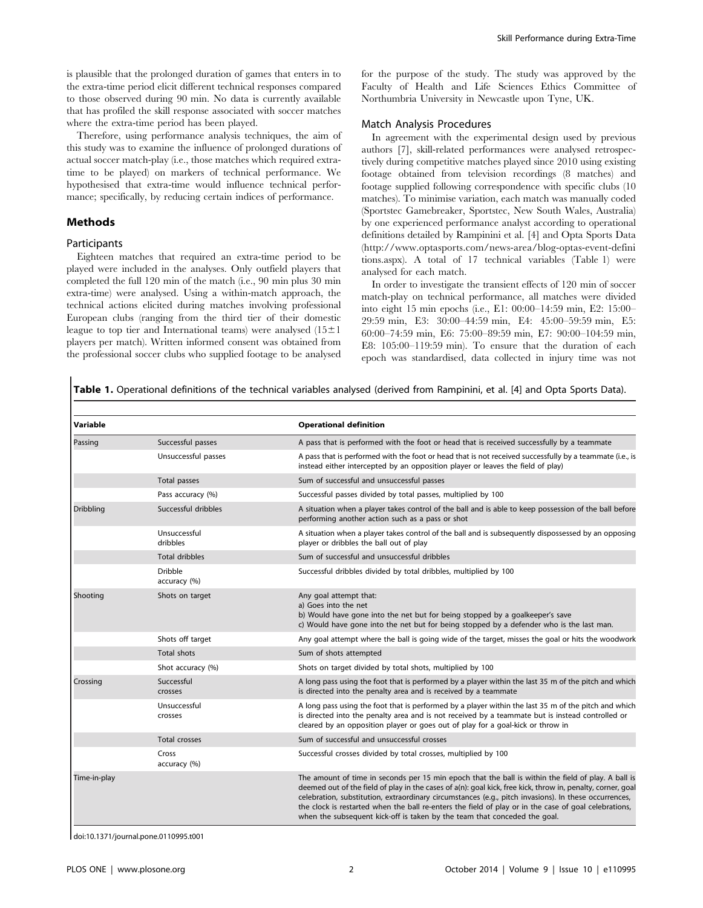is plausible that the prolonged duration of games that enters in to the extra-time period elicit different technical responses compared to those observed during 90 min. No data is currently available that has profiled the skill response associated with soccer matches where the extra-time period has been played.

Therefore, using performance analysis techniques, the aim of this study was to examine the influence of prolonged durations of actual soccer match-play (i.e., those matches which required extra-time to be played) on markers of technical performance. We hypothesised that extra-time would influence technical performance; specifically, by reducing certain indices of performance.

## Methods

### Participants

Eighteen matches that required an extra-time period to be played were included in the analyses. Only outfield players that completed the full 120 min of the match (i.e., 90 min plus 30 min extra-time) were analysed. Using a within-match approach, the technical actions elicited during matches involving professional European clubs (ranging from the third tier of their domestic league to top tier and International teams) were analysed ($15\pm1$ players per match). Written informed consent was obtained from the professional soccer clubs who supplied footage to be analysed for the purpose of the study. The study was approved by the Faculty of Health and Life Sciences Ethics Committee of Northumbria University in Newcastle upon Tyne, UK.

### Match Analysis Procedures

In agreement with the experimental design used by previous authors [7], skill-related performances were analysed retrospectively during competitive matches played since 2010 using existing footage obtained from television recordings (8 matches) and footage supplied following correspondence with specific clubs (10 matches). To minimise variation, each match was manually coded (Sportstec Gamebreaker, Sportstec, New South Wales, Australia) by one experienced performance analyst according to operational definitions detailed by Rampinini et al. [4] and Opta Sports Data (http://www.optasports.com/news-area/blog-optas-event-definitions.aspx). A total of 17 technical variables (Table 1) were analysed for each match.

In order to investigate the transient effects of 120 min of soccer match-play on technical performance, all matches were divided into eight 15 min epochs (i.e., E1: 00:00–14:59 min, E2: 15:00–29:59 min, E3: 30:00–44:59 min, E4: 45:00–59:59 min, E5: 60:00–74:59 min, E6: 75:00–89:59 min, E7: 90:00–104:59 min, E8: 105:00–119:59 min). To ensure that the duration of each epoch was standardised, data collected in injury time was not

**Table 1.** Operational definitions of the technical variables analysed (derived from Rampinini, et al. [4] and Opta Sports Data).

| Variable | | Operational definition |
|---|---|---|
| Passing | Successful passes | A pass that is performed with the foot or head that is received successfully by a teammate |
| | Unsuccessful passes | A pass that is performed with the foot or head that is not received successfully by a teammate (i.e., is instead either intercepted by an opposition player or leaves the field of play) |
| | Total passes | Sum of successful and unsuccessful passes |
| | Pass accuracy (%) | Successful passes divided by total passes, multiplied by 100 |
| Dribbling | Successful dribbles | A situation when a player takes control of the ball and is able to keep possession of the ball before performing another action such as a pass or shot |
| | Unsuccessful dribbles | A situation when a player takes control of the ball and is subsequently dispossessed by an opposing player or dribbles the ball out of play |
| | Total dribbles | Sum of successful and unsuccessful dribbles |
| | Dribble accuracy (%) | Successful dribbles divided by total dribbles, multiplied by 100 |
| Shooting | Shots on target | Any goal attempt that: a) Goes into the net b) Would have gone into the net but for being stopped by a goalkeeper's save c) Would have gone into the net but for being stopped by a defender who is the last man. |
| | Shots off target | Any goal attempt where the ball is going wide of the target, misses the goal or hits the woodwork |
| | Total shots | Sum of shots attempted |
| | Shot accuracy (%) | Shots on target divided by total shots, multiplied by 100 |
| Crossing | Successful crosses | A long pass using the foot that is performed by a player within the last 35 m of the pitch and which is directed into the penalty area and is received by a teammate |
| | Unsuccessful crosses | A long pass using the foot that is performed by a player within the last 35 m of the pitch and which is directed into the penalty area and is not received by a teammate but is instead controlled or cleared by an opposition player or goes out of play for a goal-kick or throw in |
| | Total crosses | Sum of successful and unsuccessful crosses |
| | Cross accuracy (%) | Successful crosses divided by total crosses, multiplied by 100 |
| Time-in-play | | The amount of time in seconds per 15 min epoch that the ball is within the field of play. A ball is deemed out of the field of play in the cases of a(n): goal kick, free kick, throw in, penalty, corner, goal celebration, substitution, extraordinary circumstances (e.g., pitch invasions). In these occurrences, the clock is restarted when the ball re-enters the field of play or in the case of goal celebrations, when the subsequent kick-off is taken by the team that conceded the goal. |

doi:10.1371/journal.pone.0110995.t001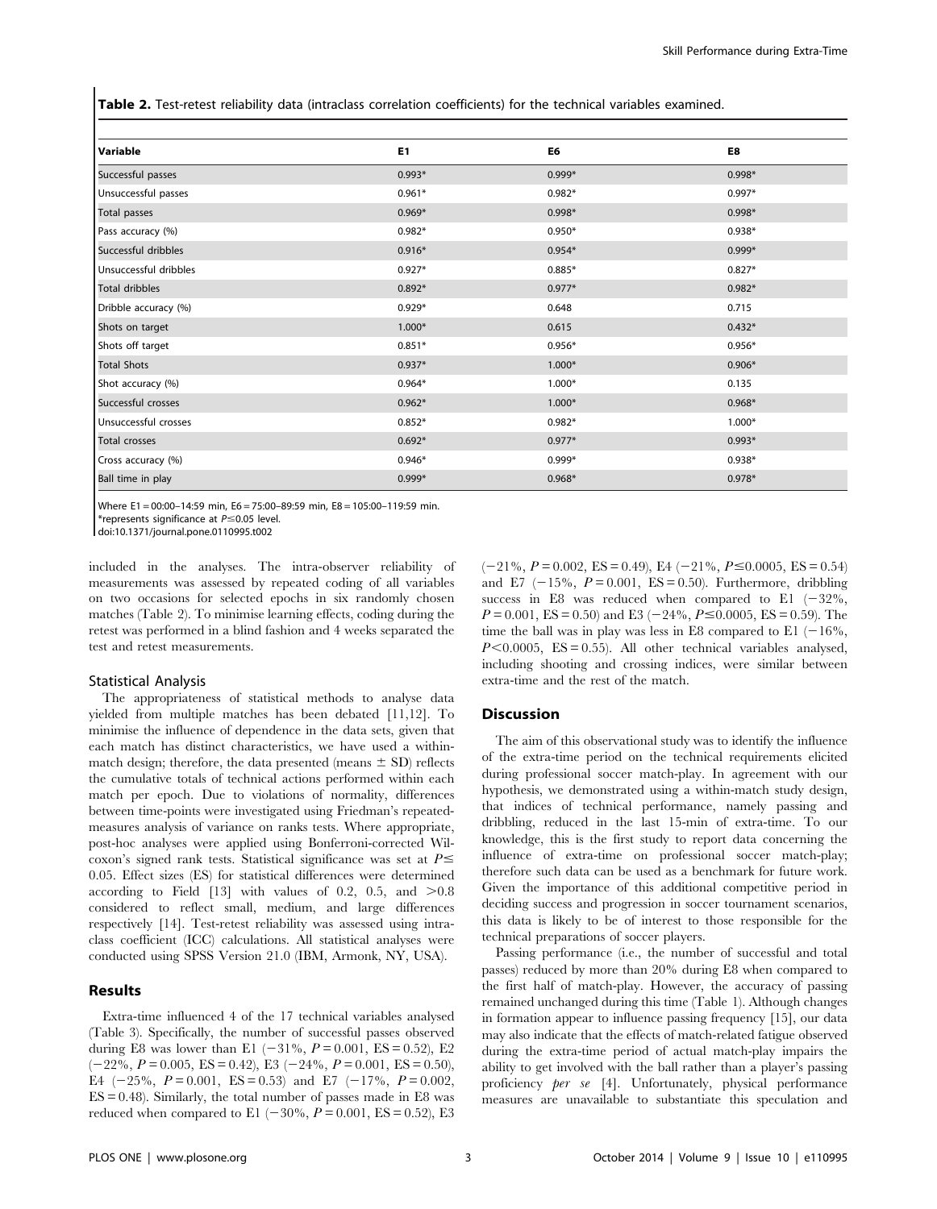**Table 2.** Test-retest reliability data (intraclass correlation coefficients) for the technical variables examined.

| Variable | E1 | E6 | E8 |
|---|---|---|---|
| Successful passes | 0.993* | 0.999* | 0.998* |
| Unsuccessful passes | 0.961* | 0.982* | 0.997* |
| Total passes | 0.969* | 0.998* | 0.998* |
| Pass accuracy (%) | 0.982* | 0.950* | 0.938* |
| Successful dribbles | 0.916* | 0.954* | 0.999* |
| Unsuccessful dribbles | 0.927* | 0.885* | 0.827* |
| Total dribbles | 0.892* | 0.977* | 0.982* |
| Dribble accuracy (%) | 0.929* | 0.648 | 0.715 |
| Shots on target | 1.000* | 0.615 | 0.432* |
| Shots off target | 0.851* | 0.956* | 0.956* |
| Total Shots | 0.937* | 1.000* | 0.906* |
| Shot accuracy (%) | 0.964* | 1.000* | 0.135 |
| Successful crosses | 0.962* | 1.000* | 0.968* |
| Unsuccessful crosses | 0.852* | 0.982* | 1.000* |
| Total crosses | 0.692* | 0.977* | 0.993* |
| Cross accuracy (%) | 0.946* | 0.999* | 0.938* |
| Ball time in play | 0.999* | 0.968* | 0.978* |

Where E1 = 00:00–14:59 min, E6 = 75:00–89:59 min, E8 = 105:00–119:59 min.
*represents significance at $P \leq 0.05$ level.
doi:10.1371/journal.pone.0110995.t002

included in the analyses. The intra-observer reliability of measurements was assessed by repeated coding of all variables on two occasions for selected epochs in six randomly chosen matches (Table 2). To minimise learning effects, coding during the retest was performed in a blind fashion and 4 weeks separated the test and retest measurements.

### Statistical Analysis

The appropriateness of statistical methods to analyse data yielded from multiple matches has been debated [11,12]. To minimise the influence of dependence in the data sets, given that each match has distinct characteristics, we have used a within-match design; therefore, the data presented (means ± SD) reflects the cumulative totals of technical actions performed within each match per epoch. Due to violations of normality, differences between time-points were investigated using Friedman's repeated-measures analysis of variance on ranks tests. Where appropriate, post-hoc analyses were applied using Bonferroni-corrected Wilcoxon's signed rank tests. Statistical significance was set at $P \leq 0.05$. Effect sizes (ES) for statistical differences were determined according to Field [13] with values of 0.2, 0.5, and >0.8 considered to reflect small, medium, and large differences respectively [14]. Test-retest reliability was assessed using intraclass coefficient (ICC) calculations. All statistical analyses were conducted using SPSS Version 21.0 (IBM, Armonk, NY, USA).

## Results

Extra-time influenced 4 of the 17 technical variables analysed (Table 3). Specifically, the number of successful passes observed during E8 was lower than E1 (−31%, $P = 0.001$, ES = 0.52), E2 (−22%, $P = 0.005$, ES = 0.42), E3 (−24%, $P = 0.001$, ES = 0.50), E4 (−25%, $P = 0.001$, ES = 0.53) and E7 (−17%, $P = 0.002$, ES = 0.48). Similarly, the total number of passes made in E8 was reduced when compared to E1 (−30%, $P = 0.001$, ES = 0.52), E3 (−21%, $P = 0.002$, ES = 0.49), E4 (−21%, $P \leq 0.0005$, ES = 0.54) and E7 (−15%, $P = 0.001$, ES = 0.50). Furthermore, dribbling success in E8 was reduced when compared to E1 (−32%, $P = 0.001$, ES = 0.50) and E3 (−24%, $P \leq 0.0005$, ES = 0.59). The time the ball was in play was less in E8 compared to E1 (−16%, $P < 0.0005$, ES = 0.55). All other technical variables analysed, including shooting and crossing indices, were similar between extra-time and the rest of the match.

## Discussion

The aim of this observational study was to identify the influence of the extra-time period on the technical requirements elicited during professional soccer match-play. In agreement with our hypothesis, we demonstrated using a within-match study design, that indices of technical performance, namely passing and dribbling, reduced in the last 15-min of extra-time. To our knowledge, this is the first study to report data concerning the influence of extra-time on professional soccer match-play; therefore such data can be used as a benchmark for future work. Given the importance of this additional competitive period in deciding success and progression in soccer tournament scenarios, this data is likely to be of interest to those responsible for the technical preparations of soccer players.

Passing performance (i.e., the number of successful and total passes) reduced by more than 20% during E8 when compared to the first half of match-play. However, the accuracy of passing remained unchanged during this time (Table 1). Although changes in formation appear to influence passing frequency [15], our data may also indicate that the effects of match-related fatigue observed during the extra-time period of actual match-play impairs the ability to get involved with the ball rather than a player's passing proficiency *per se* [4]. Unfortunately, physical performance measures are unavailable to substantiate this speculation and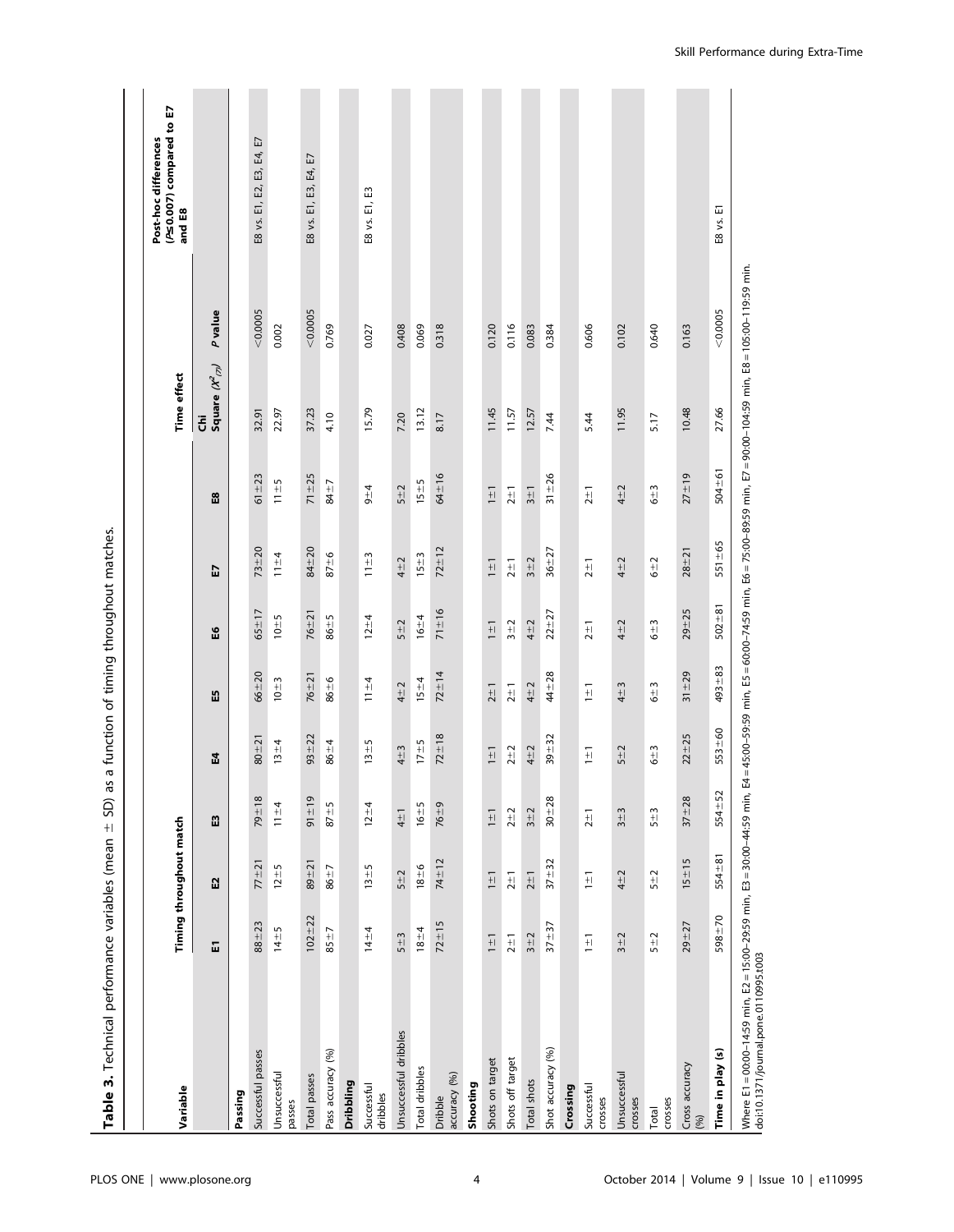**Table 3.** Technical performance variables (mean ± SD) as a function of timing throughout matches.

| Variable | Timing throughout match | | | | | | | | Time effect | | Post-hoc differences ($P \leq 0.007$) compared to E7 and E8 |
|---|---|---|---|---|---|---|---|---|---|---|---|
| | E1 | E2 | E3 | E4 | E5 | E6 | E7 | E8 | Chi Square ($X^2_{(7)}$) | *P* value | |
| **Passing** | | | | | | | | | | | |
| Successful passes | 88±23 | 77±21 | 79±18 | 80±21 | 66±20 | 65±17 | 73±20 | 61±23 | 32.91 | <0.0005 | E8 vs. E1, E2, E3, E4, E7 |
| Unsuccessful passes | 14±5 | 12±5 | 11±4 | 13±4 | 10±3 | 10±5 | 11±4 | 11±5 | 22.97 | 0.002 | |
| Total passes | 102±22 | 89±21 | 91±19 | 93±22 | 76±21 | 76±21 | 84±20 | 71±25 | 37.23 | <0.0005 | E8 vs. E1, E3, E4, E7 |
| Pass accuracy (%) | 85±7 | 86±7 | 87±5 | 86±4 | 86±6 | 86±5 | 87±6 | 84±7 | 4.10 | 0.769 | |
| **Dribbling** | | | | | | | | | | | |
| Successful dribbles | 14±4 | 13±5 | 12±4 | 13±5 | 11±4 | 12±4 | 11±3 | 9±4 | 15.79 | 0.027 | E8 vs. E1, E3 |
| Unsuccessful dribbles | 5±3 | 5±2 | 4±1 | 4±3 | 4±2 | 5±2 | 4±2 | 5±2 | 7.20 | 0.408 | |
| Total dribbles | 18±4 | 18±6 | 16±5 | 17±5 | 15±4 | 16±4 | 15±3 | 15±5 | 13.12 | 0.069 | |
| Dribble accuracy (%) | 72±15 | 74±12 | 76±9 | 72±18 | 72±14 | 71±16 | 72±12 | 64±16 | 8.17 | 0.318 | |
| **Shooting** | | | | | | | | | | | |
| Shots on target | 1±1 | 1±1 | 1±1 | 1±1 | 2±1 | 1±1 | 1±1 | 1±1 | 11.45 | 0.120 | |
| Shots off target | 2±1 | 2±1 | 2±2 | 2±2 | 2±1 | 3±2 | 2±1 | 2±1 | 11.57 | 0.116 | |
| Total shots | 3±2 | 2±1 | 3±2 | 4±2 | 4±2 | 4±2 | 3±2 | 3±1 | 12.57 | 0.083 | |
| Shot accuracy (%) | 37±37 | 37±32 | 30±28 | 39±32 | 44±28 | 22±27 | 36±27 | 31±26 | 7.44 | 0.384 | |
| **Crossing** | | | | | | | | | | | |
| Successful crosses | 1±1 | 1±1 | 2±1 | 1±1 | 1±1 | 2±1 | 2±1 | 2±1 | 5.44 | 0.606 | |
| Unsuccessful crosses | 3±2 | 4±2 | 3±3 | 5±2 | 4±3 | 4±2 | 4±2 | 4±2 | 11.95 | 0.102 | |
| Total crosses | 5±2 | 5±2 | 5±3 | 6±3 | 6±3 | 6±3 | 6±2 | 6±3 | 5.17 | 0.640 | |
| Cross accuracy (%) | 29±27 | 15±15 | 37±28 | 22±25 | 31±29 | 29±25 | 28±21 | 27±19 | 10.48 | 0.163 | |
| **Time in play (s)** | 598±70 | 554±81 | 554±52 | 553±60 | 493±83 | 502±81 | 551±65 | 504±61 | 27.66 | <0.0005 | E8 vs. E1 |

Where E1 = 00:00–14:59 min, E2 = 15:00–29:59 min, E3 = 30:00–44:59 min, E4 = 45:00–59:59 min, E5 = 60:00–74:59 min, E6 = 75:00–89:59 min, E7 = 90:00–104:59 min, E8 = 105:00–119:59 min.
doi:10.1371/journal.pone.0110995.t003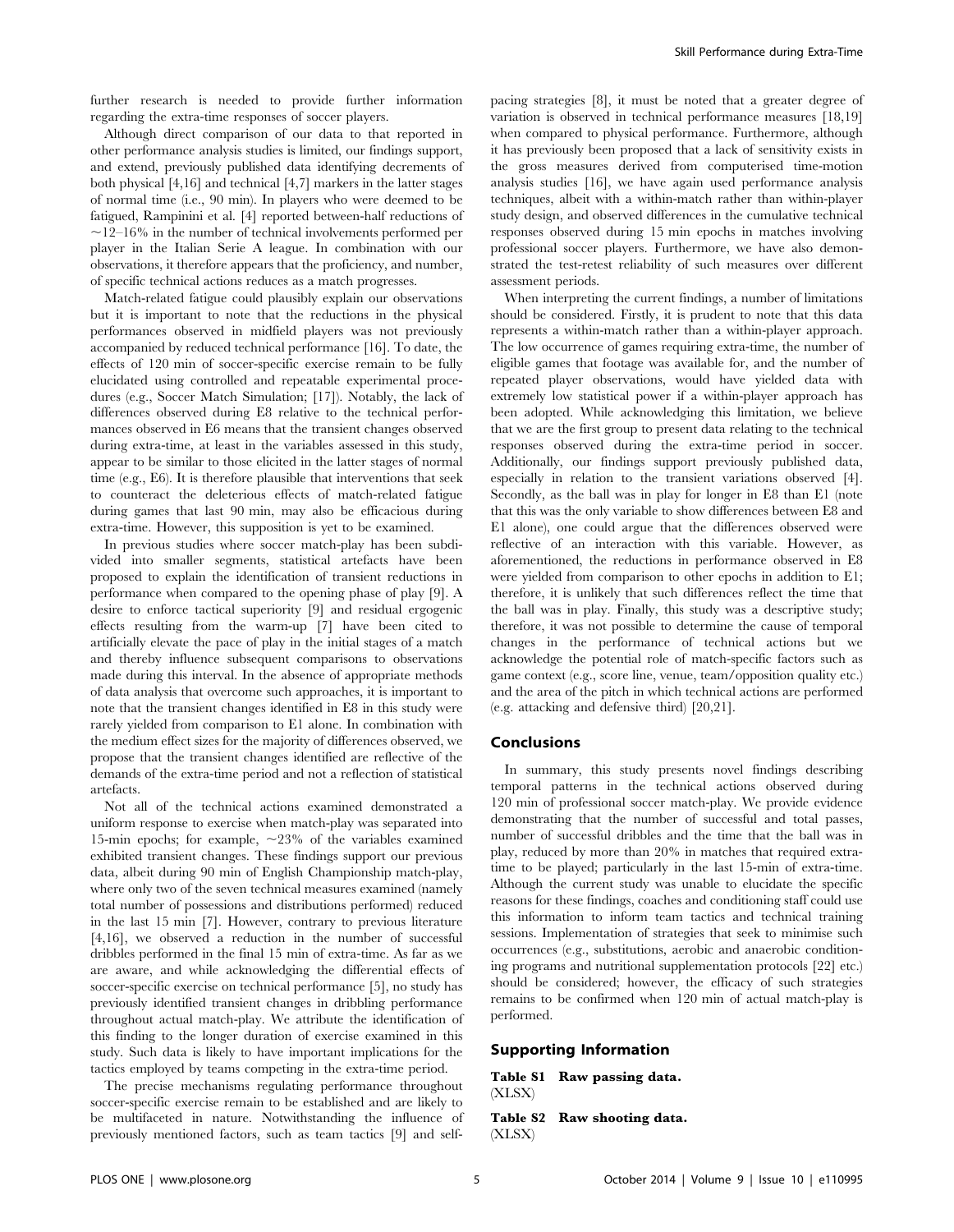further research is needed to provide further information regarding the extra-time responses of soccer players.

Although direct comparison of our data to that reported in other performance analysis studies is limited, our findings support, and extend, previously published data identifying decrements of both physical [4,16] and technical [4,7] markers in the latter stages of normal time (i.e., 90 min). In players who were deemed to be fatigued, Rampinini et al. [4] reported between-half reductions of ~12–16% in the number of technical involvements performed per player in the Italian Serie A league. In combination with our observations, it therefore appears that the proficiency, and number, of specific technical actions reduces as a match progresses.

Match-related fatigue could plausibly explain our observations but it is important to note that the reductions in the physical performances observed in midfield players was not previously accompanied by reduced technical performance [16]. To date, the effects of 120 min of soccer-specific exercise remain to be fully elucidated using controlled and repeatable experimental procedures (e.g., Soccer Match Simulation; [17]). Notably, the lack of differences observed during E8 relative to the technical performances observed in E6 means that the transient changes observed during extra-time, at least in the variables assessed in this study, appear to be similar to those elicited in the latter stages of normal time (e.g., E6). It is therefore plausible that interventions that seek to counteract the deleterious effects of match-related fatigue during games that last 90 min, may also be efficacious during extra-time. However, this supposition is yet to be examined.

In previous studies where soccer match-play has been subdivided into smaller segments, statistical artefacts have been proposed to explain the identification of transient reductions in performance when compared to the opening phase of play [9]. A desire to enforce tactical superiority [9] and residual ergogenic effects resulting from the warm-up [7] have been cited to artificially elevate the pace of play in the initial stages of a match and thereby influence subsequent comparisons to observations made during this interval. In the absence of appropriate methods of data analysis that overcome such approaches, it is important to note that the transient changes identified in E8 in this study were rarely yielded from comparison to E1 alone. In combination with the medium effect sizes for the majority of differences observed, we propose that the transient changes identified are reflective of the demands of the extra-time period and not a reflection of statistical artefacts.

Not all of the technical actions examined demonstrated a uniform response to exercise when match-play was separated into 15-min epochs; for example, ~23% of the variables examined exhibited transient changes. These findings support our previous data, albeit during 90 min of English Championship match-play, where only two of the seven technical measures examined (namely total number of possessions and distributions performed) reduced in the last 15 min [7]. However, contrary to previous literature [4,16], we observed a reduction in the number of successful dribbles performed in the final 15 min of extra-time. As far as we are aware, and while acknowledging the differential effects of soccer-specific exercise on technical performance [5], no study has previously identified transient changes in dribbling performance throughout actual match-play. We attribute the identification of this finding to the longer duration of exercise examined in this study. Such data is likely to have important implications for the tactics employed by teams competing in the extra-time period.

The precise mechanisms regulating performance throughout soccer-specific exercise remain to be established and are likely to be multifaceted in nature. Notwithstanding the influence of previously mentioned factors, such as team tactics [9] and self-pacing strategies [8], it must be noted that a greater degree of variation is observed in technical performance measures [18,19] when compared to physical performance. Furthermore, although it has previously been proposed that a lack of sensitivity exists in the gross measures derived from computerised time-motion analysis studies [16], we have again used performance analysis techniques, albeit with a within-match rather than within-player study design, and observed differences in the cumulative technical responses observed during 15 min epochs in matches involving professional soccer players. Furthermore, we have also demonstrated the test-retest reliability of such measures over different assessment periods.

When interpreting the current findings, a number of limitations should be considered. Firstly, it is prudent to note that this data represents a within-match rather than a within-player approach. The low occurrence of games requiring extra-time, the number of eligible games that footage was available for, and the number of repeated player observations, would have yielded data with extremely low statistical power if a within-player approach has been adopted. While acknowledging this limitation, we believe that we are the first group to present data relating to the technical responses observed during the extra-time period in soccer. Additionally, our findings support previously published data, especially in relation to the transient variations observed [4]. Secondly, as the ball was in play for longer in E8 than E1 (note that this was the only variable to show differences between E8 and E1 alone), one could argue that the differences observed were reflective of an interaction with this variable. However, as aforementioned, the reductions in performance observed in E8 were yielded from comparison to other epochs in addition to E1; therefore, it is unlikely that such differences reflect the time that the ball was in play. Finally, this study was a descriptive study; therefore, it was not possible to determine the cause of temporal changes in the performance of technical actions but we acknowledge the potential role of match-specific factors such as game context (e.g., score line, venue, team/opposition quality etc.) and the area of the pitch in which technical actions are performed (e.g. attacking and defensive third) [20,21].

## Conclusions

In summary, this study presents novel findings describing temporal patterns in the technical actions observed during 120 min of professional soccer match-play. We provide evidence demonstrating that the number of successful and total passes, number of successful dribbles and the time that the ball was in play, reduced by more than 20% in matches that required extra-time to be played; particularly in the last 15-min of extra-time. Although the current study was unable to elucidate the specific reasons for these findings, coaches and conditioning staff could use this information to inform team tactics and technical training sessions. Implementation of strategies that seek to minimise such occurrences (e.g., substitutions, aerobic and anaerobic conditioning programs and nutritional supplementation protocols [22] etc.) should be considered; however, the efficacy of such strategies remains to be confirmed when 120 min of actual match-play is performed.

## Supporting Information

**Table S1 Raw passing data.**
(XLSX)

**Table S2 Raw shooting data.**
(XLSX)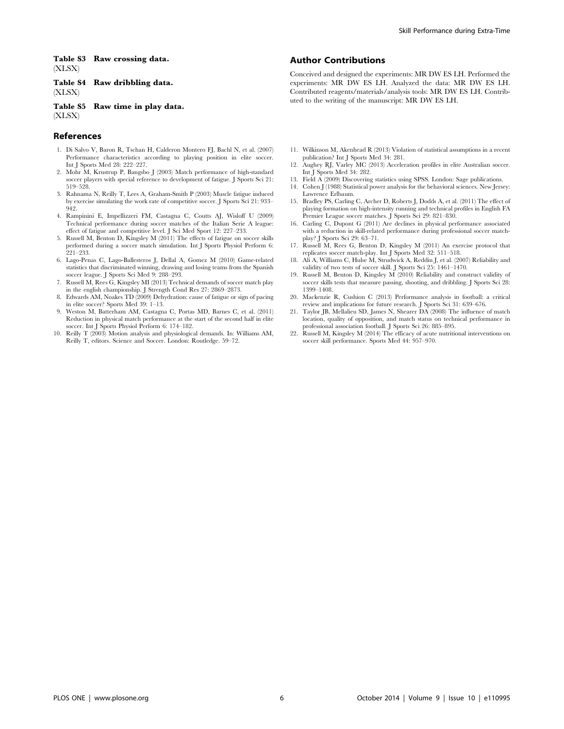**Table S3 Raw crossing data.**
(XLSX)

**Table S4 Raw dribbling data.**
(XLSX)

**Table S5 Raw time in play data.**
(XLSX)

## Author Contributions

Conceived and designed the experiments: MR DW ES LH. Performed the experiments: MR DW ES LH. Analyzed the data: MR DW ES LH. Contributed reagents/materials/analysis tools: MR DW ES LH. Contributed to the writing of the manuscript: MR DW ES LH.

## References

1. Di Salvo V, Baron R, Tschan H, Calderon Montero FJ, Bachl N, et al. (2007) Performance characteristics according to playing position in elite soccer. Int J Sports Med 28: 222–227.
2. Mohr M, Krustrup P, Bangsbo J (2003) Match performance of high-standard soccer players with special reference to development of fatigue. J Sports Sci 21: 519–528.
3. Rahnama N, Reilly T, Lees A, Graham-Smith P (2003) Muscle fatigue induced by exercise simulating the work rate of competitive soccer. J Sports Sci 21: 933–942.
4. Rampinini E, Impellizzeri FM, Castagna C, Coutts AJ, Wisloff U (2009) Technical performance during soccer matches of the Italian Serie A league: effect of fatigue and competitive level. J Sci Med Sport 12: 227–233.
5. Russell M, Benton D, Kingsley M (2011) The effects of fatigue on soccer skills performed during a soccer match simulation. Int J Sports Physiol Perform 6: 221–233.
6. Lago-Penas C, Lago-Ballesteros J, Dellal A, Gomez M (2010) Game-related statistics that discriminated winning, drawing and losing teams from the Spanish soccer league. J Sports Sci Med 9: 288–293.
7. Russell M, Rees G, Kingsley MI (2013) Technical demands of soccer match play in the english championship. J Strength Cond Res 27: 2869–2873.
8. Edwards AM, Noakes TD (2009) Dehydration: cause of fatigue or sign of pacing in elite soccer? Sports Med 39: 1–13.
9. Weston M, Batterham AM, Castagna C, Portas MD, Barnes C, et al. (2011) Reduction in physical match performance at the start of the second half in elite soccer. Int J Sports Physiol Perform 6: 174–182.
10. Reilly T (2003) Motion analysis and physiological demands. In: Williams AM, Reilly T, editors. Science and Soccer. London: Routledge. 59–72.
11. Wilkinson M, Akenhead R (2013) Violation of statistical assumptions in a recent publication? Int J Sports Med 34: 281.
12. Aughey RJ, Varley MC (2013) Acceleration profiles in elite Australian soccer. Int J Sports Med 34: 282.
13. Field A (2009) Discovering statistics using SPSS. London: Sage publications.
14. Cohen J (1988) Statistical power analysis for the behavioral sciences. New Jersey: Lawrence Erlbaum.
15. Bradley PS, Carling C, Archer D, Roberts J, Dodds A, et al. (2011) The effect of playing formation on high-intensity running and technical profiles in English FA Premier League soccer matches. J Sports Sci 29: 821–830.
16. Carling C, Dupont G (2011) Are declines in physical performance associated with a reduction in skill-related performance during professional soccer match-play? J Sports Sci 29: 63–71.
17. Russell M, Rees G, Benton D, Kingsley M (2011) An exercise protocol that replicates soccer match-play. Int J Sports Med 32: 511–518.
18. Ali A, Williams C, Hulse M, Strudwick A, Reddin J, et al. (2007) Reliability and validity of two tests of soccer skill. J Sports Sci 25: 1461–1470.
19. Russell M, Benton D, Kingsley M (2010) Reliability and construct validity of soccer skills tests that measure passing, shooting, and dribbling. J Sports Sci 28: 1399–1408.
20. Mackenzie R, Cushion C (2013) Performance analysis in football: a critical review and implications for future research. J Sports Sci 31: 639–676.
21. Taylor JB, Mellalieu SD, James N, Shearer DA (2008) The influence of match location, quality of opposition, and match status on technical performance in professional association football. J Sports Sci 26: 885–895.
22. Russell M, Kingsley M (2014) The efficacy of acute nutritional interventions on soccer skill performance. Sports Med 44: 957–970.